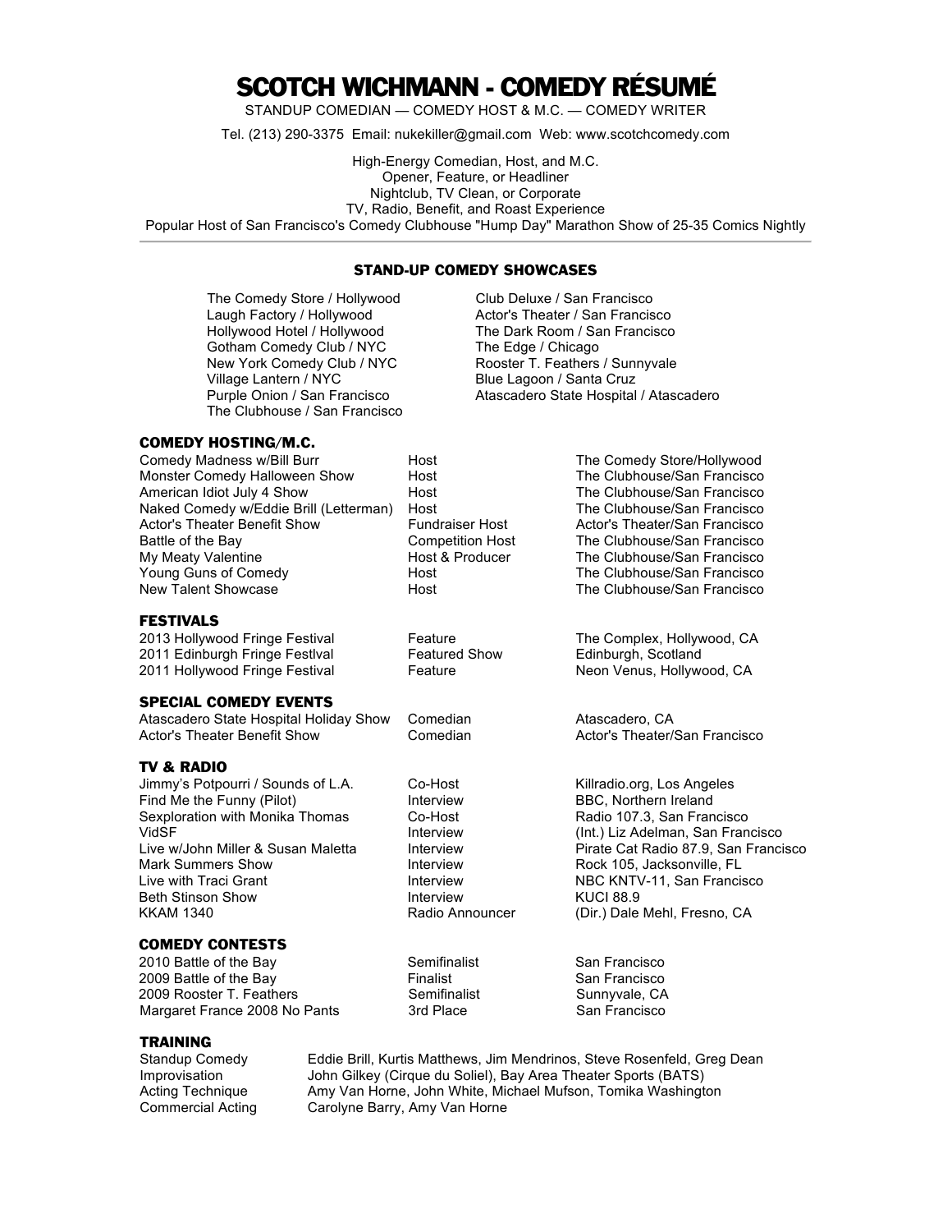# SCOTCH WICHMANN - COMEDY RÉSUMÉ

STANDUP COMEDIAN — COMEDY HOST & M.C. — COMEDY WRITER

Tel. (213) 290-3375 Email: nukekiller@gmail.com Web: www.scotchcomedy.com

High-Energy Comedian, Host, and M.C.
Opener, Feature, or Headliner
Nightclub, TV Clean, or Corporate
TV, Radio, Benefit, and Roast Experience
Popular Host of San Francisco's Comedy Clubhouse "Hump Day" Marathon Show of 25-35 Comics Nightly

---

## STAND-UP COMEDY SHOWCASES

- The Comedy Store / Hollywood
- Laugh Factory / Hollywood
- Hollywood Hotel / Hollywood
- Gotham Comedy Club / NYC
- New York Comedy Club / NYC
- Village Lantern / NYC
- Purple Onion / San Francisco
- The Clubhouse / San Francisco
- Club Deluxe / San Francisco
- Actor's Theater / San Francisco
- The Dark Room / San Francisco
- The Edge / Chicago
- Rooster T. Feathers / Sunnyvale
- Blue Lagoon / Santa Cruz
- Atascadero State Hospital / Atascadero

## COMEDY HOSTING/M.C.

| | | |
|---|---|---|
| Comedy Madness w/Bill Burr | Host | The Comedy Store/Hollywood |
| Monster Comedy Halloween Show | Host | The Clubhouse/San Francisco |
| American Idiot July 4 Show | Host | The Clubhouse/San Francisco |
| Naked Comedy w/Eddie Brill (Letterman) | Host | The Clubhouse/San Francisco |
| Actor's Theater Benefit Show | Fundraiser Host | Actor's Theater/San Francisco |
| Battle of the Bay | Competition Host | The Clubhouse/San Francisco |
| My Meaty Valentine | Host & Producer | The Clubhouse/San Francisco |
| Young Guns of Comedy | Host | The Clubhouse/San Francisco |
| New Talent Showcase | Host | The Clubhouse/San Francisco |

## FESTIVALS

| | | |
|---|---|---|
| 2013 Hollywood Fringe Festival | Feature | The Complex, Hollywood, CA |
| 2011 Edinburgh Fringe Festlval | Featured Show | Edinburgh, Scotland |
| 2011 Hollywood Fringe Festival | Feature | Neon Venus, Hollywood, CA |

## SPECIAL COMEDY EVENTS

| | | |
|---|---|---|
| Atascadero State Hospital Holiday Show | Comedian | Atascadero, CA |
| Actor's Theater Benefit Show | Comedian | Actor's Theater/San Francisco |

## TV & RADIO

| | | |
|---|---|---|
| Jimmy's Potpourri / Sounds of L.A. | Co-Host | Killradio.org, Los Angeles |
| Find Me the Funny (Pilot) | Interview | BBC, Northern Ireland |
| Sexploration with Monika Thomas | Co-Host | Radio 107.3, San Francisco |
| VidSF | Interview | (Int.) Liz Adelman, San Francisco |
| Live w/John Miller & Susan Maletta | Interview | Pirate Cat Radio 87.9, San Francisco |
| Mark Summers Show | Interview | Rock 105, Jacksonville, FL |
| Live with Traci Grant | Interview | NBC KNTV-11, San Francisco |
| Beth Stinson Show | Interview | KUCI 88.9 |
| KKAM 1340 | Radio Announcer | (Dir.) Dale Mehl, Fresno, CA |

## COMEDY CONTESTS

| | | |
|---|---|---|
| 2010 Battle of the Bay | Semifinalist | San Francisco |
| 2009 Battle of the Bay | Finalist | San Francisco |
| 2009 Rooster T. Feathers | Semifinalist | Sunnyvale, CA |
| Margaret France 2008 No Pants | 3rd Place | San Francisco |

## TRAINING

| | |
|---|---|
| Standup Comedy | Eddie Brill, Kurtis Matthews, Jim Mendrinos, Steve Rosenfeld, Greg Dean |
| Improvisation | John Gilkey (Cirque du Soliel), Bay Area Theater Sports (BATS) |
| Acting Technique | Amy Van Horne, John White, Michael Mufson, Tomika Washington |
| Commercial Acting | Carolyne Barry, Amy Van Horne |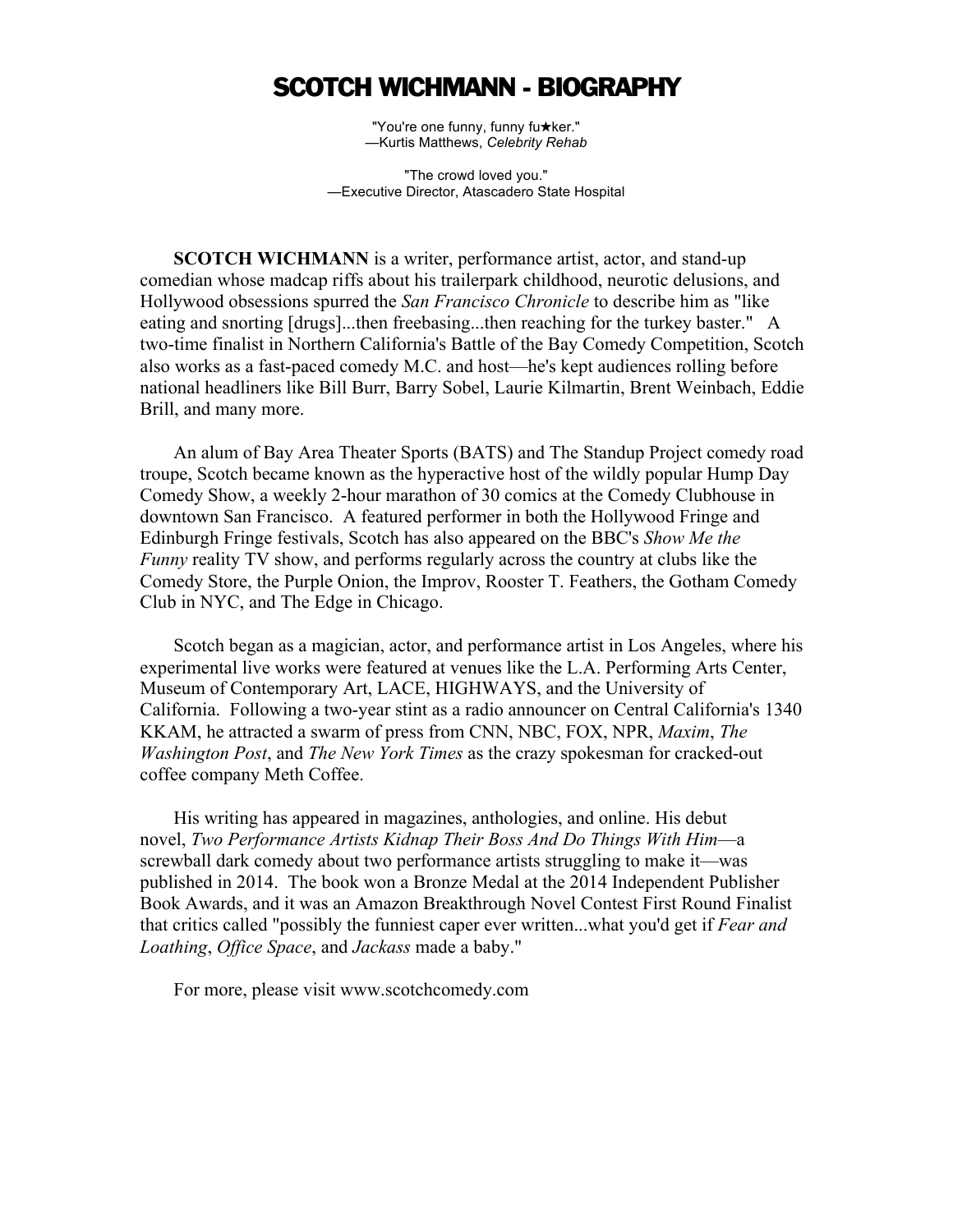# SCOTCH WICHMANN - BIOGRAPHY

"You're one funny, funny fu★ker."
—Kurtis Matthews, *Celebrity Rehab*

"The crowd loved you."
—Executive Director, Atascadero State Hospital

**SCOTCH WICHMANN** is a writer, performance artist, actor, and stand-up comedian whose madcap riffs about his trailerpark childhood, neurotic delusions, and Hollywood obsessions spurred the *San Francisco Chronicle* to describe him as "like eating and snorting [drugs]...then freebasing...then reaching for the turkey baster." A two-time finalist in Northern California's Battle of the Bay Comedy Competition, Scotch also works as a fast-paced comedy M.C. and host—he's kept audiences rolling before national headliners like Bill Burr, Barry Sobel, Laurie Kilmartin, Brent Weinbach, Eddie Brill, and many more.

An alum of Bay Area Theater Sports (BATS) and The Standup Project comedy road troupe, Scotch became known as the hyperactive host of the wildly popular Hump Day Comedy Show, a weekly 2-hour marathon of 30 comics at the Comedy Clubhouse in downtown San Francisco. A featured performer in both the Hollywood Fringe and Edinburgh Fringe festivals, Scotch has also appeared on the BBC's *Show Me the Funny* reality TV show, and performs regularly across the country at clubs like the Comedy Store, the Purple Onion, the Improv, Rooster T. Feathers, the Gotham Comedy Club in NYC, and The Edge in Chicago.

Scotch began as a magician, actor, and performance artist in Los Angeles, where his experimental live works were featured at venues like the L.A. Performing Arts Center, Museum of Contemporary Art, LACE, HIGHWAYS, and the University of California. Following a two-year stint as a radio announcer on Central California's 1340 KKAM, he attracted a swarm of press from CNN, NBC, FOX, NPR, *Maxim*, *The Washington Post*, and *The New York Times* as the crazy spokesman for cracked-out coffee company Meth Coffee.

His writing has appeared in magazines, anthologies, and online. His debut novel, *Two Performance Artists Kidnap Their Boss And Do Things With Him*—a screwball dark comedy about two performance artists struggling to make it—was published in 2014. The book won a Bronze Medal at the 2014 Independent Publisher Book Awards, and it was an Amazon Breakthrough Novel Contest First Round Finalist that critics called "possibly the funniest caper ever written...what you'd get if *Fear and Loathing*, *Office Space*, and *Jackass* made a baby."

For more, please visit www.scotchcomedy.com